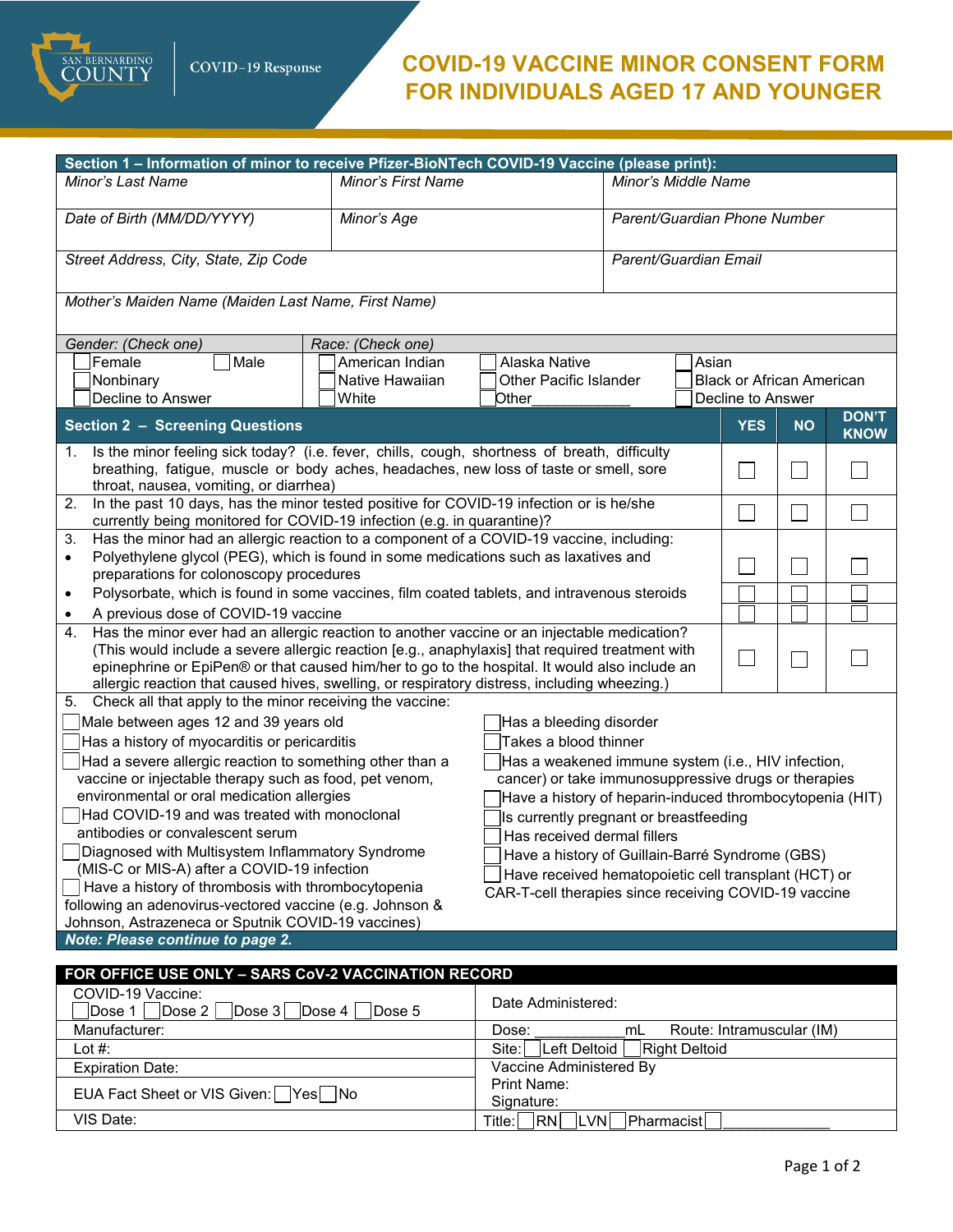SAN BERNARDINO COUNTY | COVID-19 Response

# COVID-19 VACCINE MINOR CONSENT FORM FOR INDIVIDUALS AGED 17 AND YOUNGER

## Section 1 – Information of minor to receive Pfizer-BioNTech COVID-19 Vaccine (please print):

| *Minor's Last Name* | *Minor's First Name* | *Minor's Middle Name* |
|---|---|---|
| *Date of Birth (MM/DD/YYYY)* | *Minor's Age* | *Parent/Guardian Phone Number* |
| *Street Address, City, State, Zip Code* | | *Parent/Guardian Email* |
| *Mother's Maiden Name (Maiden Last Name, First Name)* | | |

*Gender: (Check one)*

☐ Female ☐ Male
☐ Nonbinary
☐ Decline to Answer

*Race: (Check one)*

☐ American Indian ☐ Alaska Native ☐ Asian
☐ Native Hawaiian ☐ Other Pacific Islander ☐ Black or African American
☐ White ☐ Other____________ ☐ Decline to Answer

## Section 2 – Screening Questions

| | YES | NO | DON'T KNOW |
|---|---|---|---|
| 1. Is the minor feeling sick today? (i.e. fever, chills, cough, shortness of breath, difficulty breathing, fatigue, muscle or body aches, headaches, new loss of taste or smell, sore throat, nausea, vomiting, or diarrhea) | ☐ | ☐ | ☐ |
| 2. In the past 10 days, has the minor tested positive for COVID-19 infection or is he/she currently being monitored for COVID-19 infection (e.g. in quarantine)? | ☐ | ☐ | ☐ |
| 3. Has the minor had an allergic reaction to a component of a COVID-19 vaccine, including: | | | |
| • Polyethylene glycol (PEG), which is found in some medications such as laxatives and preparations for colonoscopy procedures | ☐ | ☐ | ☐ |
| • Polysorbate, which is found in some vaccines, film coated tablets, and intravenous steroids | ☐ | ☐ | ☐ |
| • A previous dose of COVID-19 vaccine | ☐ | ☐ | ☐ |
| 4. Has the minor ever had an allergic reaction to another vaccine or an injectable medication? (This would include a severe allergic reaction [e.g., anaphylaxis] that required treatment with epinephrine or EpiPen® or that caused him/her to go to the hospital. It would also include an allergic reaction that caused hives, swelling, or respiratory distress, including wheezing.) | ☐ | ☐ | ☐ |

5. Check all that apply to the minor receiving the vaccine:

☐ Male between ages 12 and 39 years old
☐ Has a history of myocarditis or pericarditis
☐ Had a severe allergic reaction to something other than a vaccine or injectable therapy such as food, pet venom, environmental or oral medication allergies
☐ Had COVID-19 and was treated with monoclonal antibodies or convalescent serum
☐ Diagnosed with Multisystem Inflammatory Syndrome (MIS-C or MIS-A) after a COVID-19 infection
☐ Have a history of thrombosis with thrombocytopenia following an adenovirus-vectored vaccine (e.g. Johnson & Johnson, Astrazeneca or Sputnik COVID-19 vaccines)
☐ Has a bleeding disorder
☐ Takes a blood thinner
☐ Has a weakened immune system (i.e., HIV infection, cancer) or take immunosuppressive drugs or therapies
☐ Have a history of heparin-induced thrombocytopenia (HIT)
☐ Is currently pregnant or breastfeeding
☐ Has received dermal fillers
☐ Have a history of Guillain-Barré Syndrome (GBS)
☐ Have received hematopoietic cell transplant (HCT) or CAR-T-cell therapies since receiving COVID-19 vaccine

***Note: Please continue to page 2.***

## FOR OFFICE USE ONLY – SARS CoV-2 VACCINATION RECORD

| | |
|---|---|
| COVID-19 Vaccine: ☐ Dose 1 ☐ Dose 2 ☐ Dose 3 ☐ Dose 4 ☐ Dose 5 | Date Administered: |
| Manufacturer: | Dose: ___________mL Route: Intramuscular (IM) |
| Lot #: | Site: ☐ Left Deltoid ☐ Right Deltoid |
| Expiration Date: | Vaccine Administered By<br>Print Name:<br>Signature: |
| EUA Fact Sheet or VIS Given: ☐ Yes ☐ No | |
| VIS Date: | Title: ☐ RN ☐ LVN ☐ Pharmacist ☐ ____________ |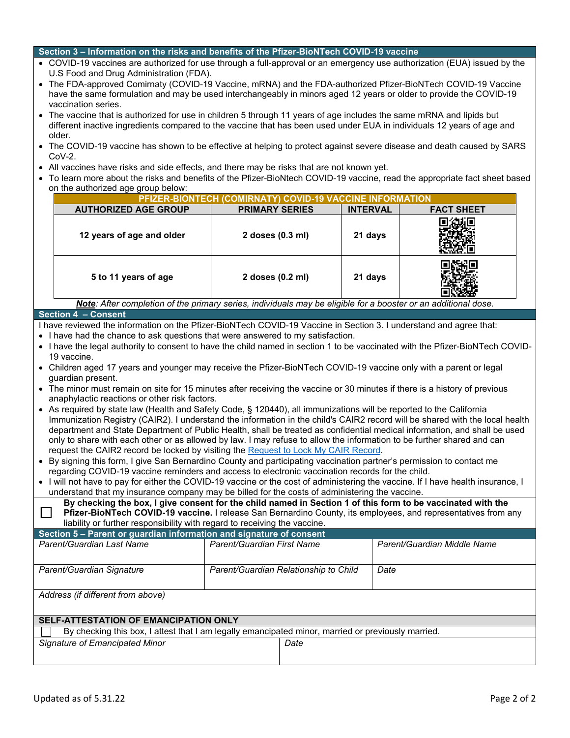## Section 3 – Information on the risks and benefits of the Pfizer-BioNTech COVID-19 vaccine

- COVID-19 vaccines are authorized for use through a full-approval or an emergency use authorization (EUA) issued by the U.S Food and Drug Administration (FDA).
- The FDA-approved Comirnaty (COVID-19 Vaccine, mRNA) and the FDA-authorized Pfizer-BioNTech COVID-19 Vaccine have the same formulation and may be used interchangeably in minors aged 12 years or older to provide the COVID-19 vaccination series.
- The vaccine that is authorized for use in children 5 through 11 years of age includes the same mRNA and lipids but different inactive ingredients compared to the vaccine that has been used under EUA in individuals 12 years of age and older.
- The COVID-19 vaccine has shown to be effective at helping to protect against severe disease and death caused by SARS CoV-2.
- All vaccines have risks and side effects, and there may be risks that are not known yet.
- To learn more about the risks and benefits of the Pfizer-BioNtech COVID-19 vaccine, read the appropriate fact sheet based on the authorized age group below:

| PFIZER-BIONTECH (COMIRNATY) COVID-19 VACCINE INFORMATION | | | |
|---|---|---|---|
| **AUTHORIZED AGE GROUP** | **PRIMARY SERIES** | **INTERVAL** | **FACT SHEET** |
| **12 years of age and older** | **2 doses (0.3 ml)** | **21 days** | |
| **5 to 11 years of age** | **2 doses (0.2 ml)** | **21 days** | |

***Note**: After completion of the primary series, individuals may be eligible for a booster or an additional dose.*

## Section 4 – Consent

I have reviewed the information on the Pfizer-BioNTech COVID-19 Vaccine in Section 3. I understand and agree that:

- I have had the chance to ask questions that were answered to my satisfaction.
- I have the legal authority to consent to have the child named in section 1 to be vaccinated with the Pfizer-BioNTech COVID-19 vaccine.
- Children aged 17 years and younger may receive the Pfizer-BioNTech COVID-19 vaccine only with a parent or legal guardian present.
- The minor must remain on site for 15 minutes after receiving the vaccine or 30 minutes if there is a history of previous anaphylactic reactions or other risk factors.
- As required by state law (Health and Safety Code, § 120440), all immunizations will be reported to the California Immunization Registry (CAIR2). I understand the information in the child's CAIR2 record will be shared with the local health department and State Department of Public Health, shall be treated as confidential medical information, and shall be used only to share with each other or as allowed by law. I may refuse to allow the information to be further shared and can request the CAIR2 record be locked by visiting the Request to Lock My CAIR Record.
- By signing this form, I give San Bernardino County and participating vaccination partner's permission to contact me regarding COVID-19 vaccine reminders and access to electronic vaccination records for the child.
- I will not have to pay for either the COVID-19 vaccine or the cost of administering the vaccine. If I have health insurance, I understand that my insurance company may be billed for the costs of administering the vaccine.

☐ **By checking the box, I give consent for the child named in Section 1 of this form to be vaccinated with the Pfizer-BioNTech COVID-19 vaccine.** I release San Bernardino County, its employees, and representatives from any liability or further responsibility with regard to receiving the vaccine.

## Section 5 – Parent or guardian information and signature of consent

| | | |
|---|---|---|
| *Parent/Guardian Last Name* | *Parent/Guardian First Name* | *Parent/Guardian Middle Name* |
| *Parent/Guardian Signature* | *Parent/Guardian Relationship to Child* | *Date* |
| *Address (if different from above)* | | |

**SELF-ATTESTATION OF EMANCIPATION ONLY**

☐ By checking this box, I attest that I am legally emancipated minor, married or previously married.

| | |
|---|---|
| *Signature of Emancipated Minor* | *Date* |

Updated as of 5.31.22